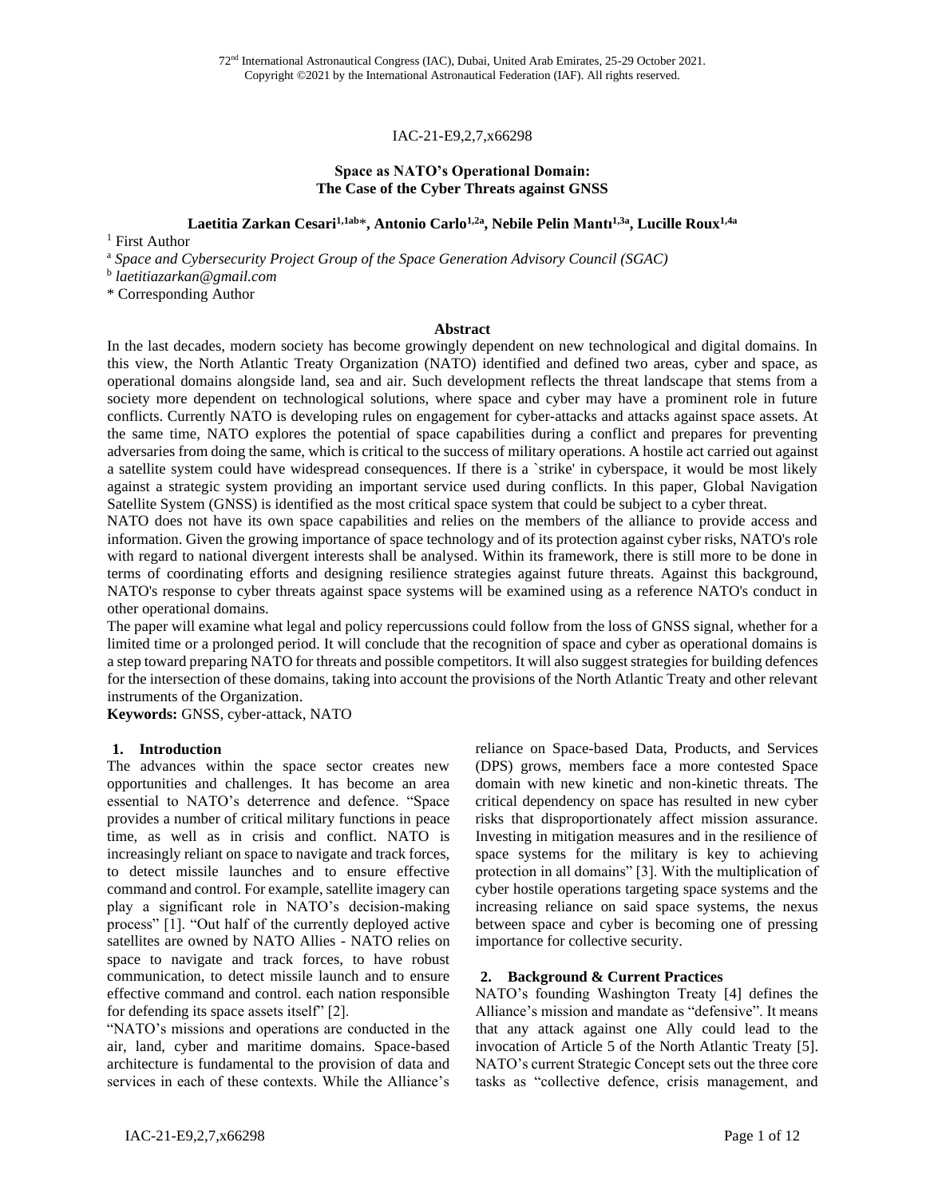IAC-21-E9,2,7,x66298

# Space as NATO's Operational Domain: The Case of the Cyber Threats against GNSS

**Laetitia Zarkan Cesari[1,1ab]*, Antonio Carlo[1,2a], Nebile Pelin Mantı[1,3a], Lucille Roux[1,4a]**

[1] First Author

[a] *Space and Cybersecurity Project Group of the Space Generation Advisory Council (SGAC)*

[b] *laetitiazarkan@gmail.com*

* Corresponding Author

## Abstract

In the last decades, modern society has become growingly dependent on new technological and digital domains. In this view, the North Atlantic Treaty Organization (NATO) identified and defined two areas, cyber and space, as operational domains alongside land, sea and air. Such development reflects the threat landscape that stems from a society more dependent on technological solutions, where space and cyber may have a prominent role in future conflicts. Currently NATO is developing rules on engagement for cyber-attacks and attacks against space assets. At the same time, NATO explores the potential of space capabilities during a conflict and prepares for preventing adversaries from doing the same, which is critical to the success of military operations. A hostile act carried out against a satellite system could have widespread consequences. If there is a `strike' in cyberspace, it would be most likely against a strategic system providing an important service used during conflicts. In this paper, Global Navigation Satellite System (GNSS) is identified as the most critical space system that could be subject to a cyber threat.

NATO does not have its own space capabilities and relies on the members of the alliance to provide access and information. Given the growing importance of space technology and of its protection against cyber risks, NATO's role with regard to national divergent interests shall be analysed. Within its framework, there is still more to be done in terms of coordinating efforts and designing resilience strategies against future threats. Against this background, NATO's response to cyber threats against space systems will be examined using as a reference NATO's conduct in other operational domains.

The paper will examine what legal and policy repercussions could follow from the loss of GNSS signal, whether for a limited time or a prolonged period. It will conclude that the recognition of space and cyber as operational domains is a step toward preparing NATO for threats and possible competitors. It will also suggest strategies for building defences for the intersection of these domains, taking into account the provisions of the North Atlantic Treaty and other relevant instruments of the Organization.

**Keywords:** GNSS, cyber-attack, NATO

## 1. Introduction

The advances within the space sector creates new opportunities and challenges. It has become an area essential to NATO's deterrence and defence. "Space provides a number of critical military functions in peace time, as well as in crisis and conflict. NATO is increasingly reliant on space to navigate and track forces, to detect missile launches and to ensure effective command and control. For example, satellite imagery can play a significant role in NATO's decision-making process" [1]. "Out half of the currently deployed active satellites are owned by NATO Allies - NATO relies on space to navigate and track forces, to have robust communication, to detect missile launch and to ensure effective command and control. each nation responsible for defending its space assets itself" [2].

"NATO's missions and operations are conducted in the air, land, cyber and maritime domains. Space-based architecture is fundamental to the provision of data and services in each of these contexts. While the Alliance's reliance on Space-based Data, Products, and Services (DPS) grows, members face a more contested Space domain with new kinetic and non-kinetic threats. The critical dependency on space has resulted in new cyber risks that disproportionately affect mission assurance. Investing in mitigation measures and in the resilience of space systems for the military is key to achieving protection in all domains" [3]. With the multiplication of cyber hostile operations targeting space systems and the increasing reliance on said space systems, the nexus between space and cyber is becoming one of pressing importance for collective security.

## 2. Background & Current Practices

NATO's founding Washington Treaty [4] defines the Alliance's mission and mandate as "defensive". It means that any attack against one Ally could lead to the invocation of Article 5 of the North Atlantic Treaty [5]. NATO's current Strategic Concept sets out the three core tasks as "collective defence, crisis management, and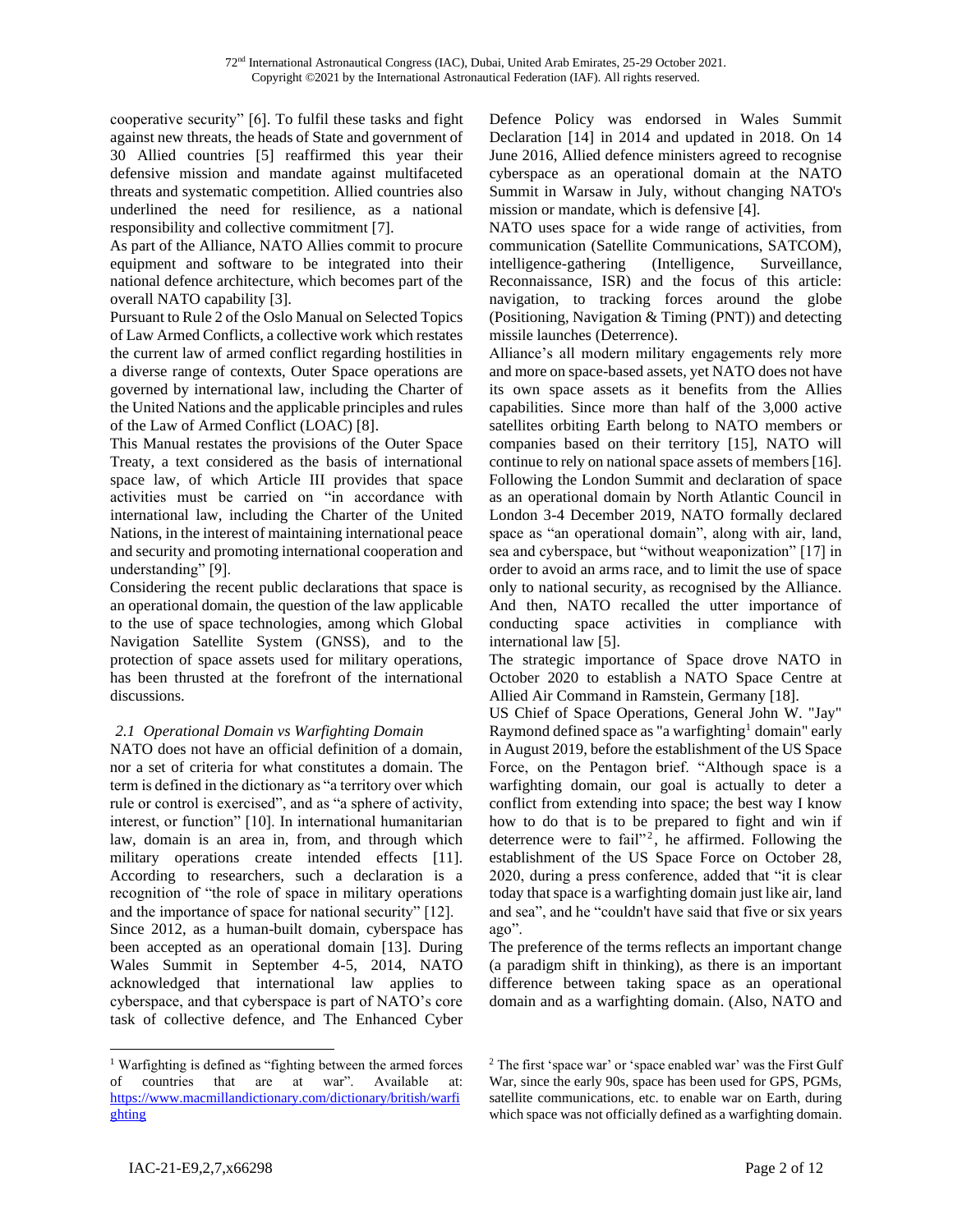cooperative security" [6]. To fulfil these tasks and fight against new threats, the heads of State and government of 30 Allied countries [5] reaffirmed this year their defensive mission and mandate against multifaceted threats and systematic competition. Allied countries also underlined the need for resilience, as a national responsibility and collective commitment [7].

As part of the Alliance, NATO Allies commit to procure equipment and software to be integrated into their national defence architecture, which becomes part of the overall NATO capability [3].

Pursuant to Rule 2 of the Oslo Manual on Selected Topics of Law Armed Conflicts, a collective work which restates the current law of armed conflict regarding hostilities in a diverse range of contexts, Outer Space operations are governed by international law, including the Charter of the United Nations and the applicable principles and rules of the Law of Armed Conflict (LOAC) [8].

This Manual restates the provisions of the Outer Space Treaty, a text considered as the basis of international space law, of which Article III provides that space activities must be carried on "in accordance with international law, including the Charter of the United Nations, in the interest of maintaining international peace and security and promoting international cooperation and understanding" [9].

Considering the recent public declarations that space is an operational domain, the question of the law applicable to the use of space technologies, among which Global Navigation Satellite System (GNSS), and to the protection of space assets used for military operations, has been thrusted at the forefront of the international discussions.

### *2.1 Operational Domain vs Warfighting Domain*

NATO does not have an official definition of a domain, nor a set of criteria for what constitutes a domain. The term is defined in the dictionary as "a territory over which rule or control is exercised", and as "a sphere of activity, interest, or function" [10]. In international humanitarian law, domain is an area in, from, and through which military operations create intended effects [11]. According to researchers, such a declaration is a recognition of "the role of space in military operations and the importance of space for national security" [12].

Since 2012, as a human-built domain, cyberspace has been accepted as an operational domain [13]. During Wales Summit in September 4-5, 2014, NATO acknowledged that international law applies to cyberspace, and that cyberspace is part of NATO's core task of collective defence, and The Enhanced Cyber Defence Policy was endorsed in Wales Summit Declaration [14] in 2014 and updated in 2018. On 14 June 2016, Allied defence ministers agreed to recognise cyberspace as an operational domain at the NATO Summit in Warsaw in July, without changing NATO's mission or mandate, which is defensive [4].

NATO uses space for a wide range of activities, from communication (Satellite Communications, SATCOM), intelligence-gathering (Intelligence, Surveillance, Reconnaissance, ISR) and the focus of this article: navigation, to tracking forces around the globe (Positioning, Navigation & Timing (PNT)) and detecting missile launches (Deterrence).

Alliance's all modern military engagements rely more and more on space-based assets, yet NATO does not have its own space assets as it benefits from the Allies capabilities. Since more than half of the 3,000 active satellites orbiting Earth belong to NATO members or companies based on their territory [15], NATO will continue to rely on national space assets of members [16]. Following the London Summit and declaration of space as an operational domain by North Atlantic Council in London 3-4 December 2019, NATO formally declared space as "an operational domain", along with air, land, sea and cyberspace, but "without weaponization" [17] in order to avoid an arms race, and to limit the use of space only to national security, as recognised by the Alliance. And then, NATO recalled the utter importance of conducting space activities in compliance with international law [5].

The strategic importance of Space drove NATO in October 2020 to establish a NATO Space Centre at Allied Air Command in Ramstein, Germany [18].

US Chief of Space Operations, General John W. "Jay" Raymond defined space as "a warfighting[1] domain" early in August 2019, before the establishment of the US Space Force, on the Pentagon brief. "Although space is a warfighting domain, our goal is actually to deter a conflict from extending into space; the best way I know how to do that is to be prepared to fight and win if deterrence were to fail"[2], he affirmed. Following the establishment of the US Space Force on October 28, 2020, during a press conference, added that "it is clear today that space is a warfighting domain just like air, land and sea", and he "couldn't have said that five or six years ago".

The preference of the terms reflects an important change (a paradigm shift in thinking), as there is an important difference between taking space as an operational domain and as a warfighting domain. (Also, NATO and

---

[1] Warfighting is defined as "fighting between the armed forces of countries that are at war". Available at: https://www.macmillandictionary.com/dictionary/british/warfighting

[2] The first 'space war' or 'space enabled war' was the First Gulf War, since the early 90s, space has been used for GPS, PGMs, satellite communications, etc. to enable war on Earth, during which space was not officially defined as a warfighting domain.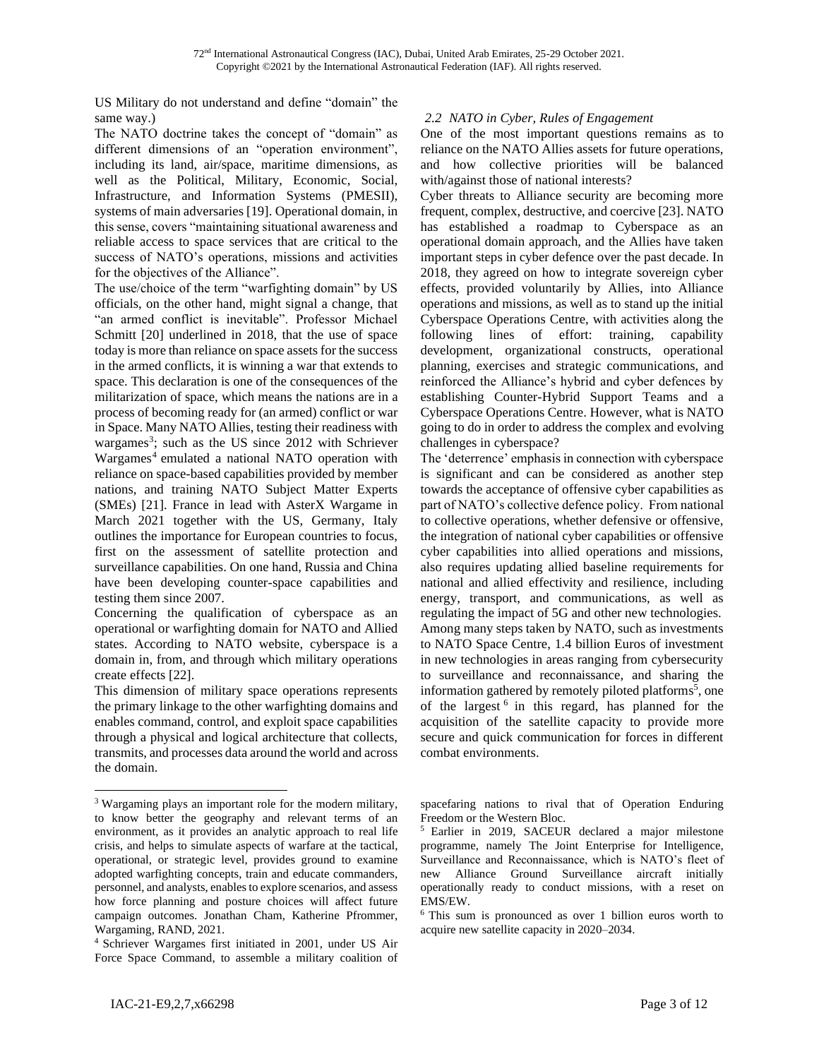US Military do not understand and define "domain" the same way.)

The NATO doctrine takes the concept of "domain" as different dimensions of an "operation environment", including its land, air/space, maritime dimensions, as well as the Political, Military, Economic, Social, Infrastructure, and Information Systems (PMESII), systems of main adversaries [19]. Operational domain, in this sense, covers "maintaining situational awareness and reliable access to space services that are critical to the success of NATO's operations, missions and activities for the objectives of the Alliance".

The use/choice of the term "warfighting domain" by US officials, on the other hand, might signal a change, that "an armed conflict is inevitable". Professor Michael Schmitt [20] underlined in 2018, that the use of space today is more than reliance on space assets for the success in the armed conflicts, it is winning a war that extends to space. This declaration is one of the consequences of the militarization of space, which means the nations are in a process of becoming ready for (an armed) conflict or war in Space. Many NATO Allies, testing their readiness with wargames[3]; such as the US since 2012 with Schriever Wargames[4] emulated a national NATO operation with reliance on space-based capabilities provided by member nations, and training NATO Subject Matter Experts (SMEs) [21]. France in lead with AsterX Wargame in March 2021 together with the US, Germany, Italy outlines the importance for European countries to focus, first on the assessment of satellite protection and surveillance capabilities. On one hand, Russia and China have been developing counter-space capabilities and testing them since 2007.

Concerning the qualification of cyberspace as an operational or warfighting domain for NATO and Allied states. According to NATO website, cyberspace is a domain in, from, and through which military operations create effects [22].

This dimension of military space operations represents the primary linkage to the other warfighting domains and enables command, control, and exploit space capabilities through a physical and logical architecture that collects, transmits, and processes data around the world and across the domain.

### *2.2 NATO in Cyber, Rules of Engagement*

One of the most important questions remains as to reliance on the NATO Allies assets for future operations, and how collective priorities will be balanced with/against those of national interests?

Cyber threats to Alliance security are becoming more frequent, complex, destructive, and coercive [23]. NATO has established a roadmap to Cyberspace as an operational domain approach, and the Allies have taken important steps in cyber defence over the past decade. In 2018, they agreed on how to integrate sovereign cyber effects, provided voluntarily by Allies, into Alliance operations and missions, as well as to stand up the initial Cyberspace Operations Centre, with activities along the following lines of effort: training, capability development, organizational constructs, operational planning, exercises and strategic communications, and reinforced the Alliance's hybrid and cyber defences by establishing Counter-Hybrid Support Teams and a Cyberspace Operations Centre. However, what is NATO going to do in order to address the complex and evolving challenges in cyberspace?

The 'deterrence' emphasis in connection with cyberspace is significant and can be considered as another step towards the acceptance of offensive cyber capabilities as part of NATO's collective defence policy. From national to collective operations, whether defensive or offensive, the integration of national cyber capabilities or offensive cyber capabilities into allied operations and missions, also requires updating allied baseline requirements for national and allied effectivity and resilience, including energy, transport, and communications, as well as regulating the impact of 5G and other new technologies. Among many steps taken by NATO, such as investments to NATO Space Centre, 1.4 billion Euros of investment in new technologies in areas ranging from cybersecurity to surveillance and reconnaissance, and sharing the information gathered by remotely piloted platforms[5], one of the largest[6] in this regard, has planned for the acquisition of the satellite capacity to provide more secure and quick communication for forces in different combat environments.

---

[3] Wargaming plays an important role for the modern military, to know better the geography and relevant terms of an environment, as it provides an analytic approach to real life crisis, and helps to simulate aspects of warfare at the tactical, operational, or strategic level, provides ground to examine adopted warfighting concepts, train and educate commanders, personnel, and analysts, enables to explore scenarios, and assess how force planning and posture choices will affect future campaign outcomes. Jonathan Cham, Katherine Pfrommer, Wargaming, RAND, 2021.

[4] Schriever Wargames first initiated in 2001, under US Air Force Space Command, to assemble a military coalition of spacefaring nations to rival that of Operation Enduring Freedom or the Western Bloc.

[5] Earlier in 2019, SACEUR declared a major milestone programme, namely The Joint Enterprise for Intelligence, Surveillance and Reconnaissance, which is NATO's fleet of new Alliance Ground Surveillance aircraft initially operationally ready to conduct missions, with a reset on EMS/EW.

[6] This sum is pronounced as over 1 billion euros worth to acquire new satellite capacity in 2020–2034.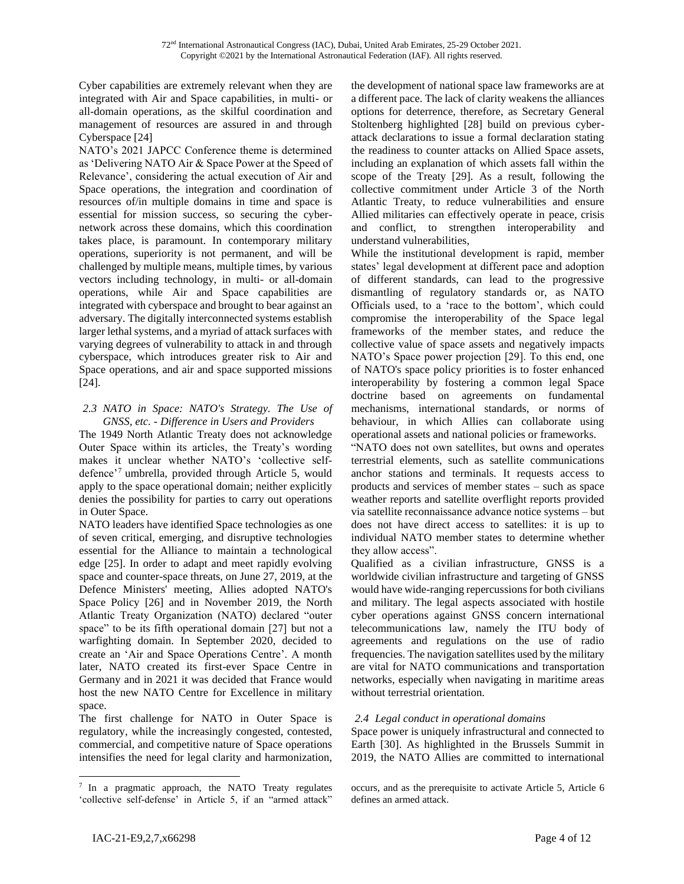Cyber capabilities are extremely relevant when they are integrated with Air and Space capabilities, in multi- or all-domain operations, as the skilful coordination and management of resources are assured in and through Cyberspace [24]

NATO's 2021 JAPCC Conference theme is determined as 'Delivering NATO Air & Space Power at the Speed of Relevance', considering the actual execution of Air and Space operations, the integration and coordination of resources of/in multiple domains in time and space is essential for mission success, so securing the cyber-network across these domains, which this coordination takes place, is paramount. In contemporary military operations, superiority is not permanent, and will be challenged by multiple means, multiple times, by various vectors including technology, in multi- or all-domain operations, while Air and Space capabilities are integrated with cyberspace and brought to bear against an adversary. The digitally interconnected systems establish larger lethal systems, and a myriad of attack surfaces with varying degrees of vulnerability to attack in and through cyberspace, which introduces greater risk to Air and Space operations, and air and space supported missions [24].

### *2.3 NATO in Space: NATO's Strategy. The Use of GNSS, etc. - Difference in Users and Providers*

The 1949 North Atlantic Treaty does not acknowledge Outer Space within its articles, the Treaty's wording makes it unclear whether NATO's 'collective self-defence'[7] umbrella, provided through Article 5, would apply to the space operational domain; neither explicitly denies the possibility for parties to carry out operations in Outer Space.

NATO leaders have identified Space technologies as one of seven critical, emerging, and disruptive technologies essential for the Alliance to maintain a technological edge [25]. In order to adapt and meet rapidly evolving space and counter-space threats, on June 27, 2019, at the Defence Ministers' meeting, Allies adopted NATO's Space Policy [26] and in November 2019, the North Atlantic Treaty Organization (NATO) declared "outer space" to be its fifth operational domain [27] but not a warfighting domain. In September 2020, decided to create an 'Air and Space Operations Centre'. A month later, NATO created its first-ever Space Centre in Germany and in 2021 it was decided that France would host the new NATO Centre for Excellence in military space.

The first challenge for NATO in Outer Space is regulatory, while the increasingly congested, contested, commercial, and competitive nature of Space operations intensifies the need for legal clarity and harmonization, the development of national space law frameworks are at a different pace. The lack of clarity weakens the alliances options for deterrence, therefore, as Secretary General Stoltenberg highlighted [28] build on previous cyber-attack declarations to issue a formal declaration stating the readiness to counter attacks on Allied Space assets, including an explanation of which assets fall within the scope of the Treaty [29]. As a result, following the collective commitment under Article 3 of the North Atlantic Treaty, to reduce vulnerabilities and ensure Allied militaries can effectively operate in peace, crisis and conflict, to strengthen interoperability and understand vulnerabilities,

While the institutional development is rapid, member states' legal development at different pace and adoption of different standards, can lead to the progressive dismantling of regulatory standards or, as NATO Officials used, to a 'race to the bottom', which could compromise the interoperability of the Space legal frameworks of the member states, and reduce the collective value of space assets and negatively impacts NATO's Space power projection [29]. To this end, one of NATO's space policy priorities is to foster enhanced interoperability by fostering a common legal Space doctrine based on agreements on fundamental mechanisms, international standards, or norms of behaviour, in which Allies can collaborate using operational assets and national policies or frameworks.

"NATO does not own satellites, but owns and operates terrestrial elements, such as satellite communications anchor stations and terminals. It requests access to products and services of member states – such as space weather reports and satellite overflight reports provided via satellite reconnaissance advance notice systems – but does not have direct access to satellites: it is up to individual NATO member states to determine whether they allow access".

Qualified as a civilian infrastructure, GNSS is a worldwide civilian infrastructure and targeting of GNSS would have wide-ranging repercussions for both civilians and military. The legal aspects associated with hostile cyber operations against GNSS concern international telecommunications law, namely the ITU body of agreements and regulations on the use of radio frequencies. The navigation satellites used by the military are vital for NATO communications and transportation networks, especially when navigating in maritime areas without terrestrial orientation.

### *2.4 Legal conduct in operational domains*

Space power is uniquely infrastructural and connected to Earth [30]. As highlighted in the Brussels Summit in 2019, the NATO Allies are committed to international

---

[7] In a pragmatic approach, the NATO Treaty regulates 'collective self-defense' in Article 5, if an "armed attack" occurs, and as the prerequisite to activate Article 5, Article 6 defines an armed attack.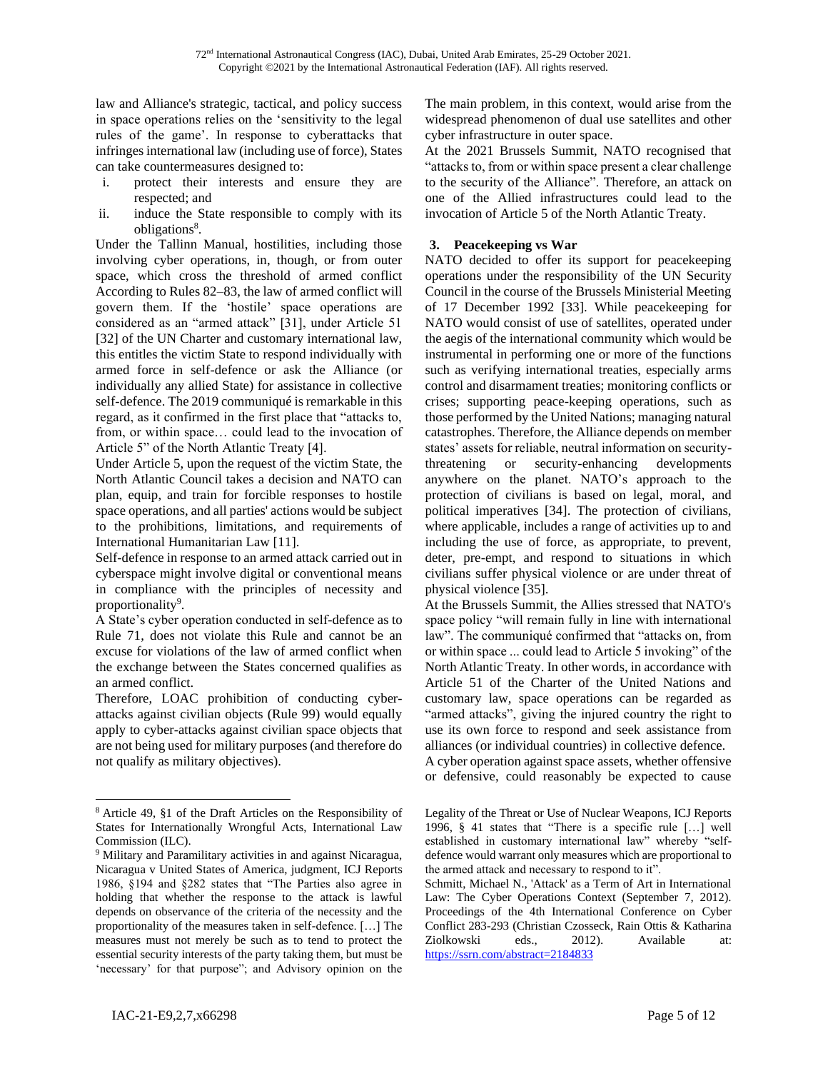law and Alliance's strategic, tactical, and policy success in space operations relies on the 'sensitivity to the legal rules of the game'. In response to cyberattacks that infringes international law (including use of force), States can take countermeasures designed to:

i. protect their interests and ensure they are respected; and
ii. induce the State responsible to comply with its obligations[8].

Under the Tallinn Manual, hostilities, including those involving cyber operations, in, though, or from outer space, which cross the threshold of armed conflict According to Rules 82–83, the law of armed conflict will govern them. If the 'hostile' space operations are considered as an "armed attack" [31], under Article 51 [32] of the UN Charter and customary international law, this entitles the victim State to respond individually with armed force in self-defence or ask the Alliance (or individually any allied State) for assistance in collective self-defence. The 2019 communiqué is remarkable in this regard, as it confirmed in the first place that "attacks to, from, or within space… could lead to the invocation of Article 5" of the North Atlantic Treaty [4].

Under Article 5, upon the request of the victim State, the North Atlantic Council takes a decision and NATO can plan, equip, and train for forcible responses to hostile space operations, and all parties' actions would be subject to the prohibitions, limitations, and requirements of International Humanitarian Law [11].

Self-defence in response to an armed attack carried out in cyberspace might involve digital or conventional means in compliance with the principles of necessity and proportionality[9].

A State's cyber operation conducted in self-defence as to Rule 71, does not violate this Rule and cannot be an excuse for violations of the law of armed conflict when the exchange between the States concerned qualifies as an armed conflict.

Therefore, LOAC prohibition of conducting cyber-attacks against civilian objects (Rule 99) would equally apply to cyber-attacks against civilian space objects that are not being used for military purposes (and therefore do not qualify as military objectives).

The main problem, in this context, would arise from the widespread phenomenon of dual use satellites and other cyber infrastructure in outer space.

At the 2021 Brussels Summit, NATO recognised that "attacks to, from or within space present a clear challenge to the security of the Alliance". Therefore, an attack on one of the Allied infrastructures could lead to the invocation of Article 5 of the North Atlantic Treaty.

## 3. Peacekeeping vs War

NATO decided to offer its support for peacekeeping operations under the responsibility of the UN Security Council in the course of the Brussels Ministerial Meeting of 17 December 1992 [33]. While peacekeeping for NATO would consist of use of satellites, operated under the aegis of the international community which would be instrumental in performing one or more of the functions such as verifying international treaties, especially arms control and disarmament treaties; monitoring conflicts or crises; supporting peace-keeping operations, such as those performed by the United Nations; managing natural catastrophes. Therefore, the Alliance depends on member states' assets for reliable, neutral information on security-threatening or security-enhancing developments anywhere on the planet. NATO's approach to the protection of civilians is based on legal, moral, and political imperatives [34]. The protection of civilians, where applicable, includes a range of activities up to and including the use of force, as appropriate, to prevent, deter, pre-empt, and respond to situations in which civilians suffer physical violence or are under threat of physical violence [35].

At the Brussels Summit, the Allies stressed that NATO's space policy "will remain fully in line with international law". The communiqué confirmed that "attacks on, from or within space ... could lead to Article 5 invoking" of the North Atlantic Treaty. In other words, in accordance with Article 51 of the Charter of the United Nations and customary law, space operations can be regarded as "armed attacks", giving the injured country the right to use its own force to respond and seek assistance from alliances (or individual countries) in collective defence.

A cyber operation against space assets, whether offensive or defensive, could reasonably be expected to cause

---

[8] Article 49, §1 of the Draft Articles on the Responsibility of States for Internationally Wrongful Acts, International Law Commission (ILC).

[9] Military and Paramilitary activities in and against Nicaragua, Nicaragua v United States of America, judgment, ICJ Reports 1986, §194 and §282 states that "The Parties also agree in holding that whether the response to the attack is lawful depends on observance of the criteria of the necessity and the proportionality of the measures taken in self-defence. […] The measures must not merely be such as to tend to protect the essential security interests of the party taking them, but must be 'necessary' for that purpose"; and Advisory opinion on the Legality of the Threat or Use of Nuclear Weapons, ICJ Reports 1996, § 41 states that "There is a specific rule […] well established in customary international law" whereby "self-defence would warrant only measures which are proportional to the armed attack and necessary to respond to it".

Schmitt, Michael N., 'Attack' as a Term of Art in International Law: The Cyber Operations Context (September 7, 2012). Proceedings of the 4th International Conference on Cyber Conflict 283-293 (Christian Czosseck, Rain Ottis & Katharina Ziolkowski eds., 2012). Available at: https://ssrn.com/abstract=2184833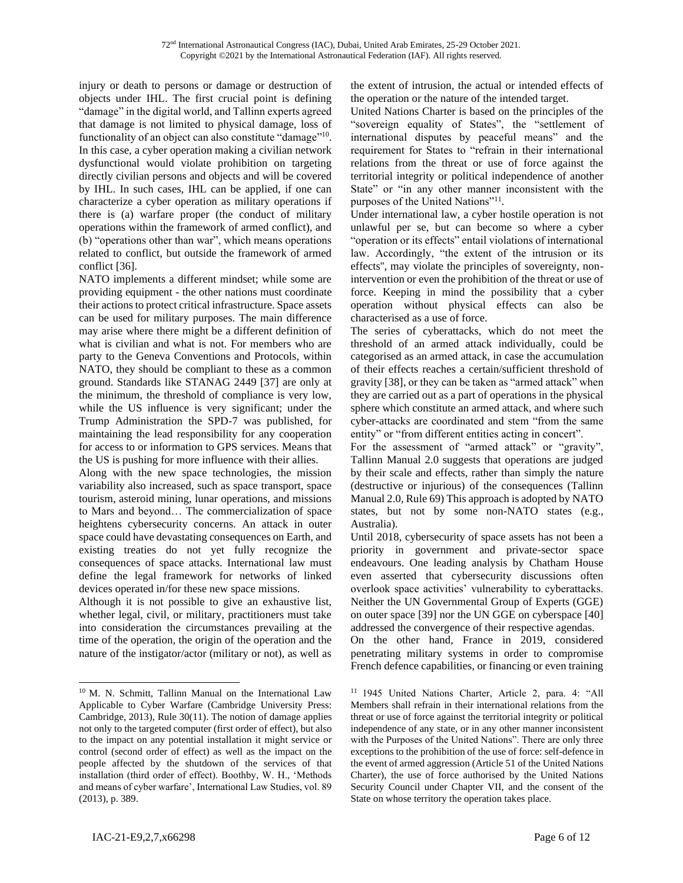injury or death to persons or damage or destruction of objects under IHL. The first crucial point is defining "damage" in the digital world, and Tallinn experts agreed that damage is not limited to physical damage, loss of functionality of an object can also constitute "damage"[10]. In this case, a cyber operation making a civilian network dysfunctional would violate prohibition on targeting directly civilian persons and objects and will be covered by IHL. In such cases, IHL can be applied, if one can characterize a cyber operation as military operations if there is (a) warfare proper (the conduct of military operations within the framework of armed conflict), and (b) "operations other than war", which means operations related to conflict, but outside the framework of armed conflict [36].

NATO implements a different mindset; while some are providing equipment - the other nations must coordinate their actions to protect critical infrastructure. Space assets can be used for military purposes. The main difference may arise where there might be a different definition of what is civilian and what is not. For members who are party to the Geneva Conventions and Protocols, within NATO, they should be compliant to these as a common ground. Standards like STANAG 2449 [37] are only at the minimum, the threshold of compliance is very low, while the US influence is very significant; under the Trump Administration the SPD-7 was published, for maintaining the lead responsibility for any cooperation for access to or information to GPS services. Means that the US is pushing for more influence with their allies.

Along with the new space technologies, the mission variability also increased, such as space transport, space tourism, asteroid mining, lunar operations, and missions to Mars and beyond… The commercialization of space heightens cybersecurity concerns. An attack in outer space could have devastating consequences on Earth, and existing treaties do not yet fully recognize the consequences of space attacks. International law must define the legal framework for networks of linked devices operated in/for these new space missions.

Although it is not possible to give an exhaustive list, whether legal, civil, or military, practitioners must take into consideration the circumstances prevailing at the time of the operation, the origin of the operation and the nature of the instigator/actor (military or not), as well as the extent of intrusion, the actual or intended effects of the operation or the nature of the intended target.

United Nations Charter is based on the principles of the "sovereign equality of States", the "settlement of international disputes by peaceful means" and the requirement for States to "refrain in their international relations from the threat or use of force against the territorial integrity or political independence of another State" or "in any other manner inconsistent with the purposes of the United Nations"[11].

Under international law, a cyber hostile operation is not unlawful per se, but can become so where a cyber "operation or its effects" entail violations of international law. Accordingly, "the extent of the intrusion or its effects", may violate the principles of sovereignty, non-intervention or even the prohibition of the threat or use of force. Keeping in mind the possibility that a cyber operation without physical effects can also be characterised as a use of force.

The series of cyberattacks, which do not meet the threshold of an armed attack individually, could be categorised as an armed attack, in case the accumulation of their effects reaches a certain/sufficient threshold of gravity [38], or they can be taken as "armed attack" when they are carried out as a part of operations in the physical sphere which constitute an armed attack, and where such cyber-attacks are coordinated and stem "from the same entity" or "from different entities acting in concert".

For the assessment of "armed attack" or "gravity", Tallinn Manual 2.0 suggests that operations are judged by their scale and effects, rather than simply the nature (destructive or injurious) of the consequences (Tallinn Manual 2.0, Rule 69) This approach is adopted by NATO states, but not by some non-NATO states (e.g., Australia).

Until 2018, cybersecurity of space assets has not been a priority in government and private-sector space endeavours. One leading analysis by Chatham House even asserted that cybersecurity discussions often overlook space activities' vulnerability to cyberattacks. Neither the UN Governmental Group of Experts (GGE) on outer space [39] nor the UN GGE on cyberspace [40] addressed the convergence of their respective agendas.

On the other hand, France in 2019, considered penetrating military systems in order to compromise French defence capabilities, or financing or even training

---

[10] M. N. Schmitt, Tallinn Manual on the International Law Applicable to Cyber Warfare (Cambridge University Press: Cambridge, 2013), Rule 30(11). The notion of damage applies not only to the targeted computer (first order of effect), but also to the impact on any potential installation it might service or control (second order of effect) as well as the impact on the people affected by the shutdown of the services of that installation (third order of effect). Boothby, W. H., 'Methods and means of cyber warfare', International Law Studies, vol. 89 (2013), p. 389.

[11] 1945 United Nations Charter, Article 2, para. 4: "All Members shall refrain in their international relations from the threat or use of force against the territorial integrity or political independence of any state, or in any other manner inconsistent with the Purposes of the United Nations". There are only three exceptions to the prohibition of the use of force: self-defence in the event of armed aggression (Article 51 of the United Nations Charter), the use of force authorised by the United Nations Security Council under Chapter VII, and the consent of the State on whose territory the operation takes place.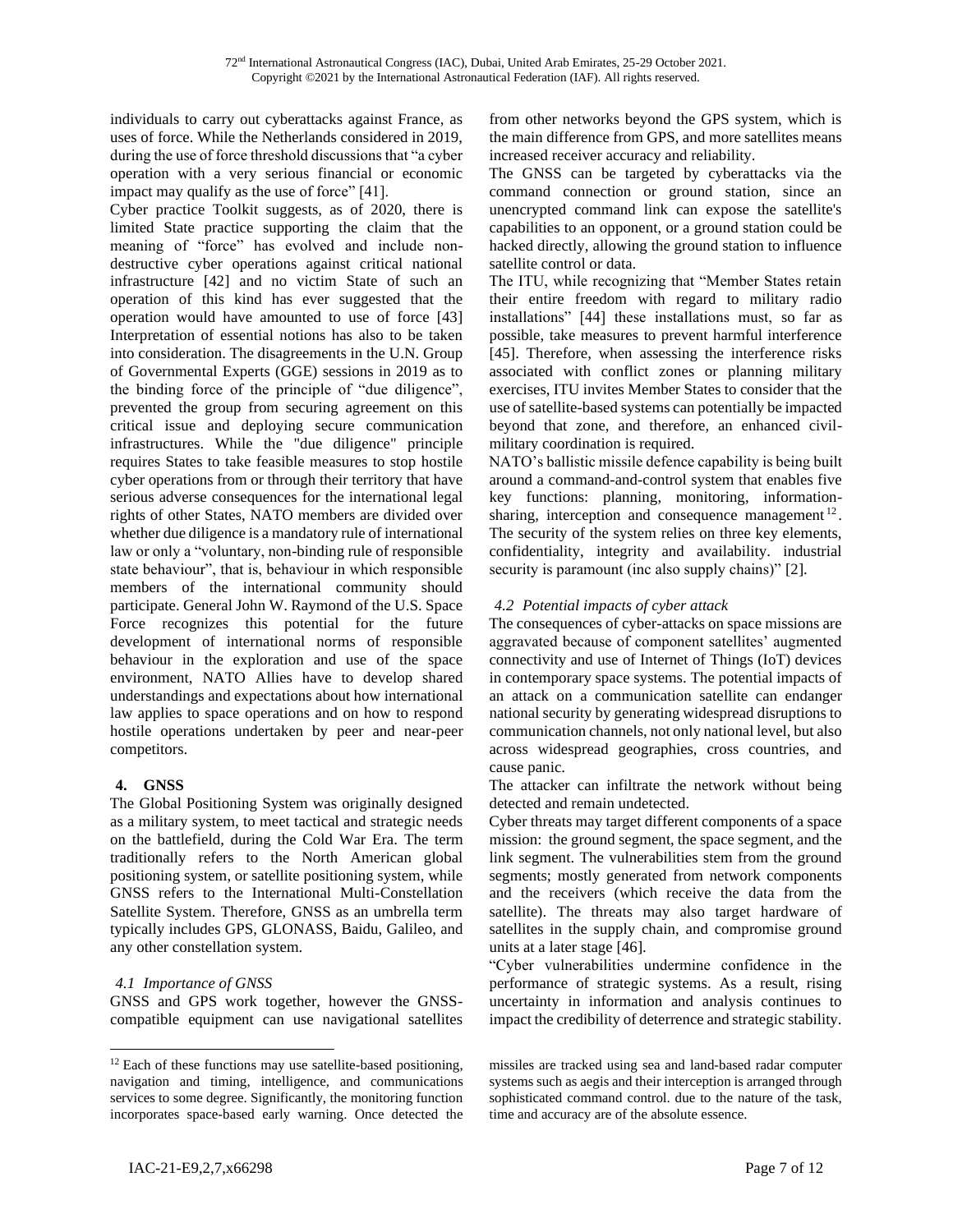individuals to carry out cyberattacks against France, as uses of force. While the Netherlands considered in 2019, during the use of force threshold discussions that "a cyber operation with a very serious financial or economic impact may qualify as the use of force" [41].

Cyber practice Toolkit suggests, as of 2020, there is limited State practice supporting the claim that the meaning of "force" has evolved and include non-destructive cyber operations against critical national infrastructure [42] and no victim State of such an operation of this kind has ever suggested that the operation would have amounted to use of force [43] Interpretation of essential notions has also to be taken into consideration. The disagreements in the U.N. Group of Governmental Experts (GGE) sessions in 2019 as to the binding force of the principle of "due diligence", prevented the group from securing agreement on this critical issue and deploying secure communication infrastructures. While the "due diligence" principle requires States to take feasible measures to stop hostile cyber operations from or through their territory that have serious adverse consequences for the international legal rights of other States, NATO members are divided over whether due diligence is a mandatory rule of international law or only a "voluntary, non-binding rule of responsible state behaviour", that is, behaviour in which responsible members of the international community should participate. General John W. Raymond of the U.S. Space Force recognizes this potential for the future development of international norms of responsible behaviour in the exploration and use of the space environment, NATO Allies have to develop shared understandings and expectations about how international law applies to space operations and on how to respond hostile operations undertaken by peer and near-peer competitors.

## 4. GNSS

The Global Positioning System was originally designed as a military system, to meet tactical and strategic needs on the battlefield, during the Cold War Era. The term traditionally refers to the North American global positioning system, or satellite positioning system, while GNSS refers to the International Multi-Constellation Satellite System. Therefore, GNSS as an umbrella term typically includes GPS, GLONASS, Baidu, Galileo, and any other constellation system.

### *4.1 Importance of GNSS*

GNSS and GPS work together, however the GNSS-compatible equipment can use navigational satellites from other networks beyond the GPS system, which is the main difference from GPS, and more satellites means increased receiver accuracy and reliability.

The GNSS can be targeted by cyberattacks via the command connection or ground station, since an unencrypted command link can expose the satellite's capabilities to an opponent, or a ground station could be hacked directly, allowing the ground station to influence satellite control or data.

The ITU, while recognizing that "Member States retain their entire freedom with regard to military radio installations" [44] these installations must, so far as possible, take measures to prevent harmful interference [45]. Therefore, when assessing the interference risks associated with conflict zones or planning military exercises, ITU invites Member States to consider that the use of satellite-based systems can potentially be impacted beyond that zone, and therefore, an enhanced civil-military coordination is required.

NATO's ballistic missile defence capability is being built around a command-and-control system that enables five key functions: planning, monitoring, information-sharing, interception and consequence management [12]. The security of the system relies on three key elements, confidentiality, integrity and availability. industrial security is paramount (inc also supply chains)" [2].

### *4.2 Potential impacts of cyber attack*

The consequences of cyber-attacks on space missions are aggravated because of component satellites' augmented connectivity and use of Internet of Things (IoT) devices in contemporary space systems. The potential impacts of an attack on a communication satellite can endanger national security by generating widespread disruptions to communication channels, not only national level, but also across widespread geographies, cross countries, and cause panic.

The attacker can infiltrate the network without being detected and remain undetected.

Cyber threats may target different components of a space mission: the ground segment, the space segment, and the link segment. The vulnerabilities stem from the ground segments; mostly generated from network components and the receivers (which receive the data from the satellite). The threats may also target hardware of satellites in the supply chain, and compromise ground units at a later stage [46].

"Cyber vulnerabilities undermine confidence in the performance of strategic systems. As a result, rising uncertainty in information and analysis continues to impact the credibility of deterrence and strategic stability.

---

[12] Each of these functions may use satellite-based positioning, navigation and timing, intelligence, and communications services to some degree. Significantly, the monitoring function incorporates space-based early warning. Once detected the missiles are tracked using sea and land-based radar computer systems such as aegis and their interception is arranged through sophisticated command control. due to the nature of the task, time and accuracy are of the absolute essence.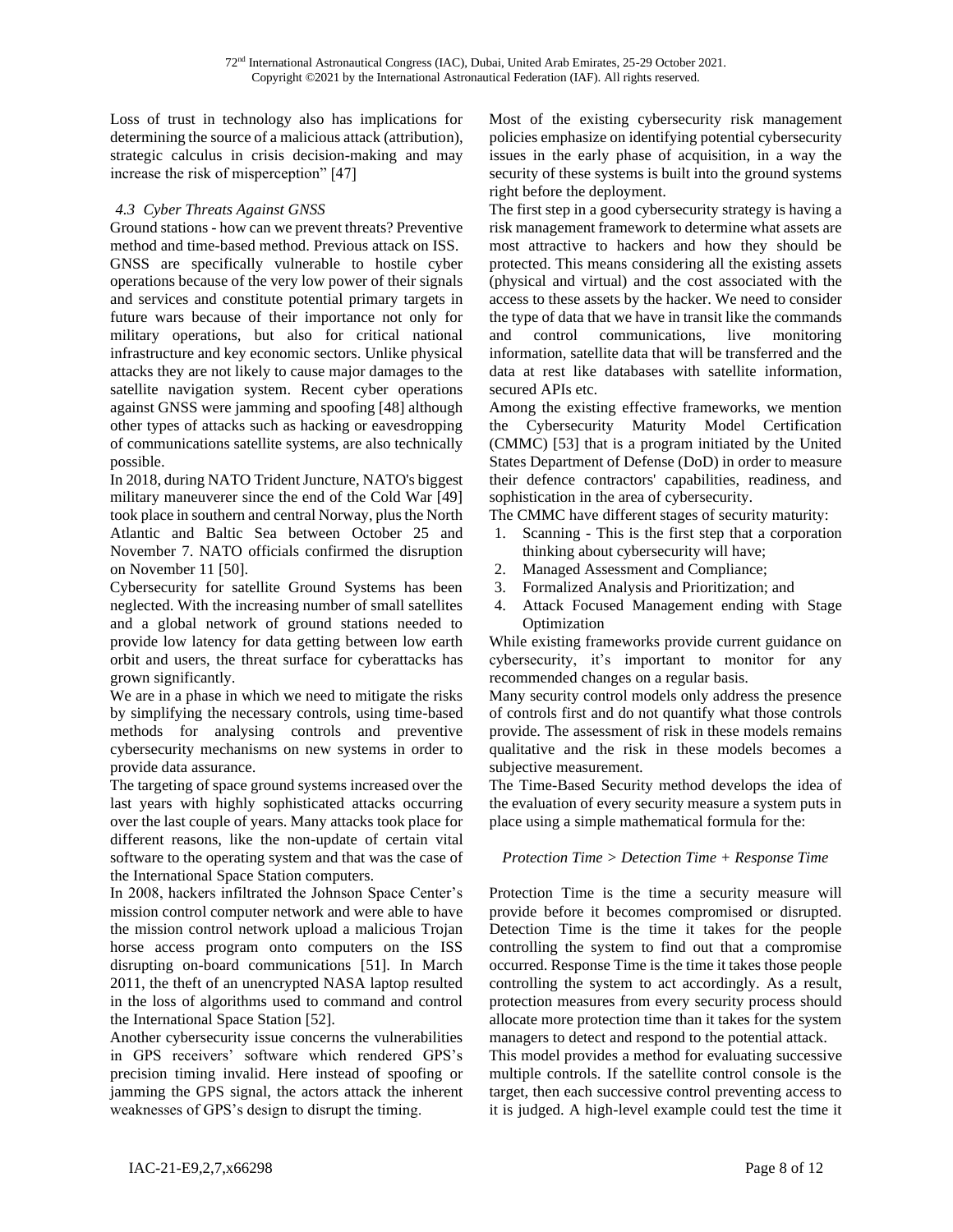Loss of trust in technology also has implications for determining the source of a malicious attack (attribution), strategic calculus in crisis decision-making and may increase the risk of misperception" [47]

### *4.3 Cyber Threats Against GNSS*

Ground stations - how can we prevent threats? Preventive method and time-based method. Previous attack on ISS.

GNSS are specifically vulnerable to hostile cyber operations because of the very low power of their signals and services and constitute potential primary targets in future wars because of their importance not only for military operations, but also for critical national infrastructure and key economic sectors. Unlike physical attacks they are not likely to cause major damages to the satellite navigation system. Recent cyber operations against GNSS were jamming and spoofing [48] although other types of attacks such as hacking or eavesdropping of communications satellite systems, are also technically possible.

In 2018, during NATO Trident Juncture, NATO's biggest military maneuverer since the end of the Cold War [49] took place in southern and central Norway, plus the North Atlantic and Baltic Sea between October 25 and November 7. NATO officials confirmed the disruption on November 11 [50].

Cybersecurity for satellite Ground Systems has been neglected. With the increasing number of small satellites and a global network of ground stations needed to provide low latency for data getting between low earth orbit and users, the threat surface for cyberattacks has grown significantly.

We are in a phase in which we need to mitigate the risks by simplifying the necessary controls, using time-based methods for analysing controls and preventive cybersecurity mechanisms on new systems in order to provide data assurance.

The targeting of space ground systems increased over the last years with highly sophisticated attacks occurring over the last couple of years. Many attacks took place for different reasons, like the non-update of certain vital software to the operating system and that was the case of the International Space Station computers.

In 2008, hackers infiltrated the Johnson Space Center's mission control computer network and were able to have the mission control network upload a malicious Trojan horse access program onto computers on the ISS disrupting on-board communications [51]. In March 2011, the theft of an unencrypted NASA laptop resulted in the loss of algorithms used to command and control the International Space Station [52].

Another cybersecurity issue concerns the vulnerabilities in GPS receivers' software which rendered GPS's precision timing invalid. Here instead of spoofing or jamming the GPS signal, the actors attack the inherent weaknesses of GPS's design to disrupt the timing.

Most of the existing cybersecurity risk management policies emphasize on identifying potential cybersecurity issues in the early phase of acquisition, in a way the security of these systems is built into the ground systems right before the deployment.

The first step in a good cybersecurity strategy is having a risk management framework to determine what assets are most attractive to hackers and how they should be protected. This means considering all the existing assets (physical and virtual) and the cost associated with the access to these assets by the hacker. We need to consider the type of data that we have in transit like the commands and control communications, live monitoring information, satellite data that will be transferred and the data at rest like databases with satellite information, secured APIs etc.

Among the existing effective frameworks, we mention the Cybersecurity Maturity Model Certification (CMMC) [53] that is a program initiated by the United States Department of Defense (DoD) in order to measure their defence contractors' capabilities, readiness, and sophistication in the area of cybersecurity.

The CMMC have different stages of security maturity:

1. Scanning - This is the first step that a corporation thinking about cybersecurity will have;
2. Managed Assessment and Compliance;
3. Formalized Analysis and Prioritization; and
4. Attack Focused Management ending with Stage Optimization

While existing frameworks provide current guidance on cybersecurity, it's important to monitor for any recommended changes on a regular basis.

Many security control models only address the presence of controls first and do not quantify what those controls provide. The assessment of risk in these models remains qualitative and the risk in these models becomes a subjective measurement.

The Time-Based Security method develops the idea of the evaluation of every security measure a system puts in place using a simple mathematical formula for the:

*Protection Time > Detection Time + Response Time*

Protection Time is the time a security measure will provide before it becomes compromised or disrupted. Detection Time is the time it takes for the people controlling the system to find out that a compromise occurred. Response Time is the time it takes those people controlling the system to act accordingly. As a result, protection measures from every security process should allocate more protection time than it takes for the system managers to detect and respond to the potential attack.

This model provides a method for evaluating successive multiple controls. If the satellite control console is the target, then each successive control preventing access to it is judged. A high-level example could test the time it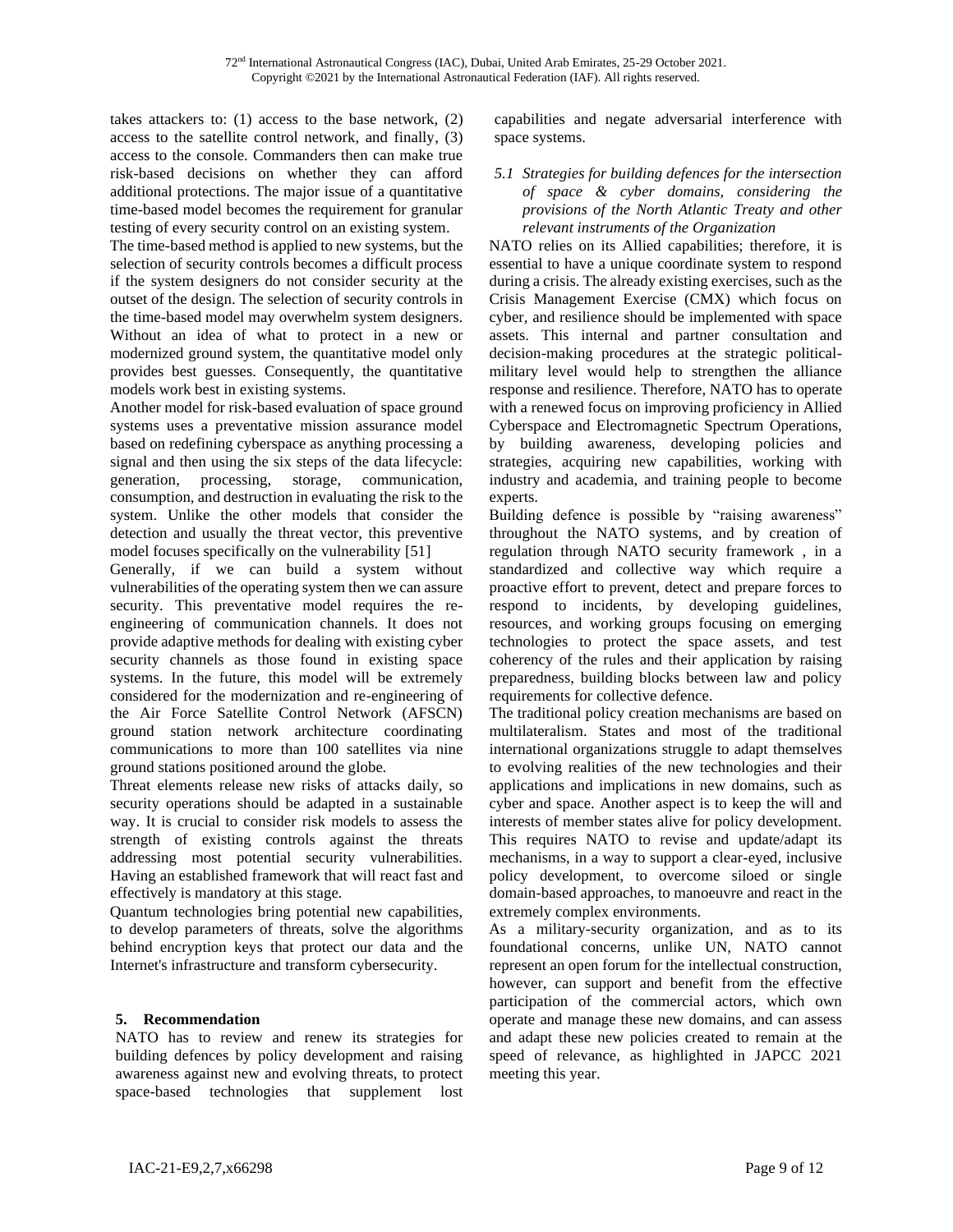takes attackers to: (1) access to the base network, (2) access to the satellite control network, and finally, (3) access to the console. Commanders then can make true risk-based decisions on whether they can afford additional protections. The major issue of a quantitative time-based model becomes the requirement for granular testing of every security control on an existing system.

The time-based method is applied to new systems, but the selection of security controls becomes a difficult process if the system designers do not consider security at the outset of the design. The selection of security controls in the time-based model may overwhelm system designers. Without an idea of what to protect in a new or modernized ground system, the quantitative model only provides best guesses. Consequently, the quantitative models work best in existing systems.

Another model for risk-based evaluation of space ground systems uses a preventative mission assurance model based on redefining cyberspace as anything processing a signal and then using the six steps of the data lifecycle: generation, processing, storage, communication, consumption, and destruction in evaluating the risk to the system. Unlike the other models that consider the detection and usually the threat vector, this preventive model focuses specifically on the vulnerability [51]

Generally, if we can build a system without vulnerabilities of the operating system then we can assure security. This preventative model requires the re-engineering of communication channels. It does not provide adaptive methods for dealing with existing cyber security channels as those found in existing space systems. In the future, this model will be extremely considered for the modernization and re-engineering of the Air Force Satellite Control Network (AFSCN) ground station network architecture coordinating communications to more than 100 satellites via nine ground stations positioned around the globe.

Threat elements release new risks of attacks daily, so security operations should be adapted in a sustainable way. It is crucial to consider risk models to assess the strength of existing controls against the threats addressing most potential security vulnerabilities. Having an established framework that will react fast and effectively is mandatory at this stage.

Quantum technologies bring potential new capabilities, to develop parameters of threats, solve the algorithms behind encryption keys that protect our data and the Internet's infrastructure and transform cybersecurity.

## 5. Recommendation

NATO has to review and renew its strategies for building defences by policy development and raising awareness against new and evolving threats, to protect space-based technologies that supplement lost capabilities and negate adversarial interference with space systems.

### *5.1 Strategies for building defences for the intersection of space & cyber domains, considering the provisions of the North Atlantic Treaty and other relevant instruments of the Organization*

NATO relies on its Allied capabilities; therefore, it is essential to have a unique coordinate system to respond during a crisis. The already existing exercises, such as the Crisis Management Exercise (CMX) which focus on cyber, and resilience should be implemented with space assets. This internal and partner consultation and decision-making procedures at the strategic political-military level would help to strengthen the alliance response and resilience. Therefore, NATO has to operate with a renewed focus on improving proficiency in Allied Cyberspace and Electromagnetic Spectrum Operations, by building awareness, developing policies and strategies, acquiring new capabilities, working with industry and academia, and training people to become experts.

Building defence is possible by "raising awareness" throughout the NATO systems, and by creation of regulation through NATO security framework , in a standardized and collective way which require a proactive effort to prevent, detect and prepare forces to respond to incidents, by developing guidelines, resources, and working groups focusing on emerging technologies to protect the space assets, and test coherency of the rules and their application by raising preparedness, building blocks between law and policy requirements for collective defence.

The traditional policy creation mechanisms are based on multilateralism. States and most of the traditional international organizations struggle to adapt themselves to evolving realities of the new technologies and their applications and implications in new domains, such as cyber and space. Another aspect is to keep the will and interests of member states alive for policy development. This requires NATO to revise and update/adapt its mechanisms, in a way to support a clear-eyed, inclusive policy development, to overcome siloed or single domain-based approaches, to manoeuvre and react in the extremely complex environments.

As a military-security organization, and as to its foundational concerns, unlike UN, NATO cannot represent an open forum for the intellectual construction, however, can support and benefit from the effective participation of the commercial actors, which own operate and manage these new domains, and can assess and adapt these new policies created to remain at the speed of relevance, as highlighted in JAPCC 2021 meeting this year.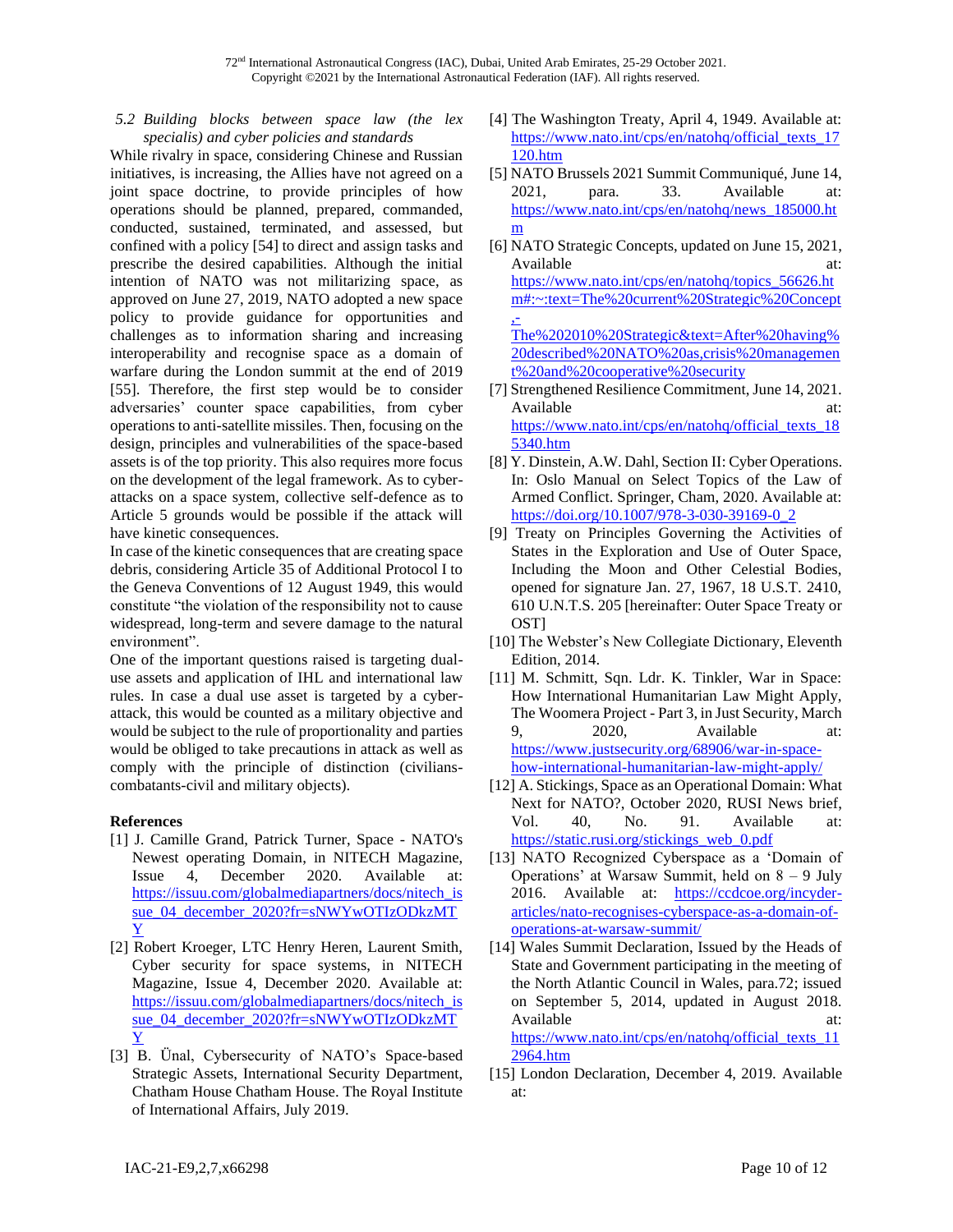*5.2 Building blocks between space law (the lex specialis) and cyber policies and standards*

While rivalry in space, considering Chinese and Russian initiatives, is increasing, the Allies have not agreed on a joint space doctrine, to provide principles of how operations should be planned, prepared, commanded, conducted, sustained, terminated, and assessed, but confined with a policy [54] to direct and assign tasks and prescribe the desired capabilities. Although the initial intention of NATO was not militarizing space, as approved on June 27, 2019, NATO adopted a new space policy to provide guidance for opportunities and challenges as to information sharing and increasing interoperability and recognise space as a domain of warfare during the London summit at the end of 2019 [55]. Therefore, the first step would be to consider adversaries' counter space capabilities, from cyber operations to anti-satellite missiles. Then, focusing on the design, principles and vulnerabilities of the space-based assets is of the top priority. This also requires more focus on the development of the legal framework. As to cyber-attacks on a space system, collective self-defence as to Article 5 grounds would be possible if the attack will have kinetic consequences.

In case of the kinetic consequences that are creating space debris, considering Article 35 of Additional Protocol I to the Geneva Conventions of 12 August 1949, this would constitute "the violation of the responsibility not to cause widespread, long-term and severe damage to the natural environment".

One of the important questions raised is targeting dual-use assets and application of IHL and international law rules. In case a dual use asset is targeted by a cyber-attack, this would be counted as a military objective and would be subject to the rule of proportionality and parties would be obliged to take precautions in attack as well as comply with the principle of distinction (civilians-combatants-civil and military objects).

**References**

[1] J. Camille Grand, Patrick Turner, Space - NATO's Newest operating Domain, in NITECH Magazine, Issue 4, December 2020. Available at: https://issuu.com/globalmediapartners/docs/nitech_issue_04_december_2020?fr=sNWYwOTIzODkzMTY

[2] Robert Kroeger, LTC Henry Heren, Laurent Smith, Cyber security for space systems, in NITECH Magazine, Issue 4, December 2020. Available at: https://issuu.com/globalmediapartners/docs/nitech_issue_04_december_2020?fr=sNWYwOTIzODkzMTY

[3] B. Ünal, Cybersecurity of NATO's Space-based Strategic Assets, International Security Department, Chatham House Chatham House. The Royal Institute of International Affairs, July 2019.

[4] The Washington Treaty, April 4, 1949. Available at: https://www.nato.int/cps/en/natohq/official_texts_17120.htm

[5] NATO Brussels 2021 Summit Communiqué, June 14, 2021, para. 33. Available at: https://www.nato.int/cps/en/natohq/news_185000.htm

[6] NATO Strategic Concepts, updated on June 15, 2021, Available at: https://www.nato.int/cps/en/natohq/topics_56626.htm#:~:text=The%20current%20Strategic%20Concept,-The%202010%20Strategic&text=After%20having%20described%20NATO%20as,crisis%20management%20and%20cooperative%20security

[7] Strengthened Resilience Commitment, June 14, 2021. Available at: https://www.nato.int/cps/en/natohq/official_texts_185340.htm

[8] Y. Dinstein, A.W. Dahl, Section II: Cyber Operations. In: Oslo Manual on Select Topics of the Law of Armed Conflict. Springer, Cham, 2020. Available at: https://doi.org/10.1007/978-3-030-39169-0_2

[9] Treaty on Principles Governing the Activities of States in the Exploration and Use of Outer Space, Including the Moon and Other Celestial Bodies, opened for signature Jan. 27, 1967, 18 U.S.T. 2410, 610 U.N.T.S. 205 [hereinafter: Outer Space Treaty or OST]

[10] The Webster's New Collegiate Dictionary, Eleventh Edition, 2014.

[11] M. Schmitt, Sqn. Ldr. K. Tinkler, War in Space: How International Humanitarian Law Might Apply, The Woomera Project - Part 3, in Just Security, March 9, 2020, Available at: https://www.justsecurity.org/68906/war-in-space-how-international-humanitarian-law-might-apply/

[12] A. Stickings, Space as an Operational Domain: What Next for NATO?, October 2020, RUSI News brief, Vol. 40, No. 91. Available at: https://static.rusi.org/stickings_web_0.pdf

[13] NATO Recognized Cyberspace as a 'Domain of Operations' at Warsaw Summit, held on 8 – 9 July 2016. Available at: https://ccdcoe.org/incyder-articles/nato-recognises-cyberspace-as-a-domain-of-operations-at-warsaw-summit/

[14] Wales Summit Declaration, Issued by the Heads of State and Government participating in the meeting of the North Atlantic Council in Wales, para.72; issued on September 5, 2014, updated in August 2018. Available at: https://www.nato.int/cps/en/natohq/official_texts_112964.htm

[15] London Declaration, December 4, 2019. Available at: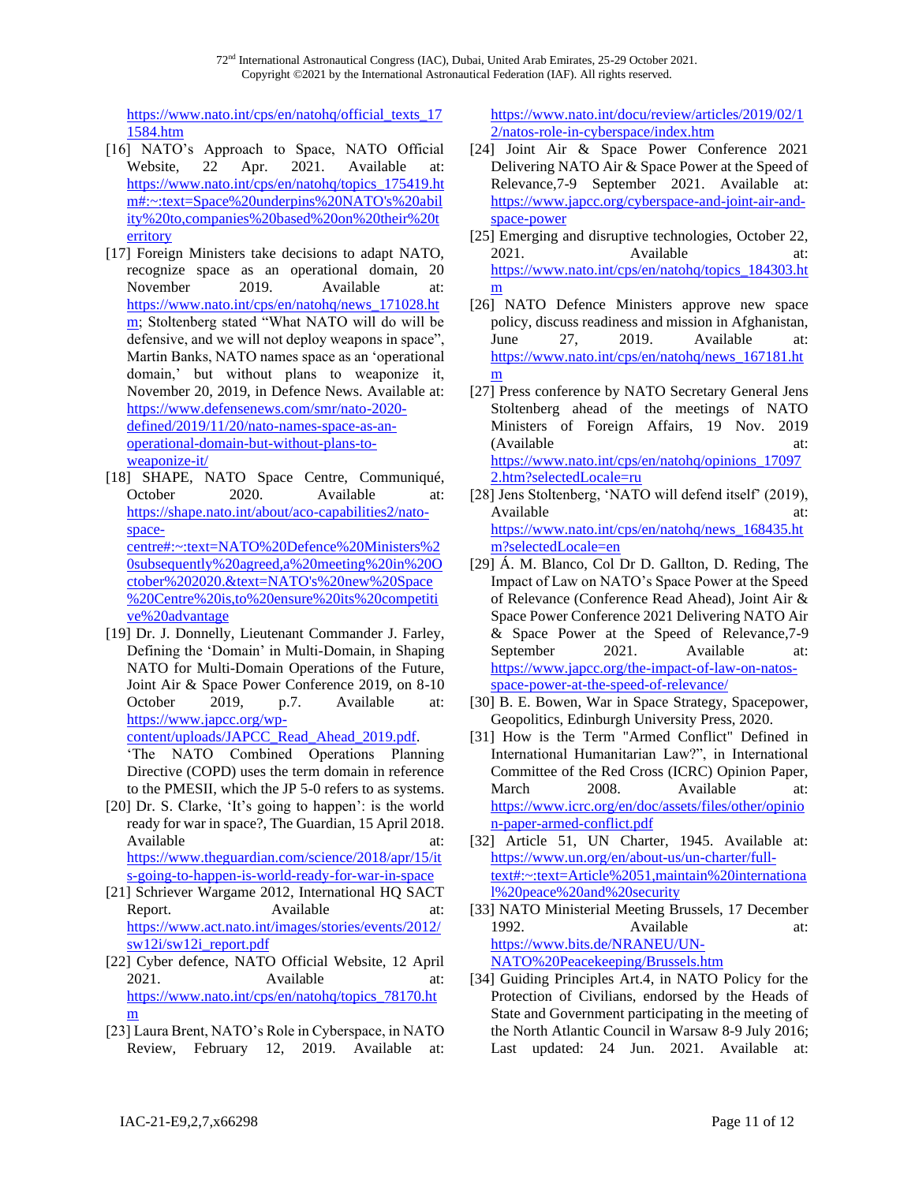https://www.nato.int/cps/en/natohq/official_texts_171584.htm

[16] NATO's Approach to Space, NATO Official Website, 22 Apr. 2021. Available at: https://www.nato.int/cps/en/natohq/topics_175419.htm#:~:text=Space%20underpins%20NATO's%20ability%20to,companies%20based%20on%20their%20territory

[17] Foreign Ministers take decisions to adapt NATO, recognize space as an operational domain, 20 November 2019. Available at: https://www.nato.int/cps/en/natohq/news_171028.htm; Stoltenberg stated "What NATO will do will be defensive, and we will not deploy weapons in space", Martin Banks, NATO names space as an 'operational domain,' but without plans to weaponize it, November 20, 2019, in Defence News. Available at: https://www.defensenews.com/smr/nato-2020-defined/2019/11/20/nato-names-space-as-an-operational-domain-but-without-plans-to-weaponize-it/

[18] SHAPE, NATO Space Centre, Communiqué, October 2020. Available at: https://shape.nato.int/about/aco-capabilities2/nato-space-centre#:~:text=NATO%20Defence%20Ministers%20subsequently%20agreed,a%20meeting%20in%20October%202020.&text=NATO's%20new%20Space%20Centre%20is,to%20ensure%20its%20competitive%20advantage

[19] Dr. J. Donnelly, Lieutenant Commander J. Farley, Defining the 'Domain' in Multi-Domain, in Shaping NATO for Multi-Domain Operations of the Future, Joint Air & Space Power Conference 2019, on 8-10 October 2019, p.7. Available at: https://www.japcc.org/wp-content/uploads/JAPCC_Read_Ahead_2019.pdf. 'The NATO Combined Operations Planning Directive (COPD) uses the term domain in reference to the PMESII, which the JP 5-0 refers to as systems.

[20] Dr. S. Clarke, 'It's going to happen': is the world ready for war in space?, The Guardian, 15 April 2018. Available at: https://www.theguardian.com/science/2018/apr/15/its-going-to-happen-is-world-ready-for-war-in-space

[21] Schriever Wargame 2012, International HQ SACT Report. Available at: https://www.act.nato.int/images/stories/events/2012/sw12i/sw12i_report.pdf

[22] Cyber defence, NATO Official Website, 12 April 2021. Available at: https://www.nato.int/cps/en/natohq/topics_78170.htm

[23] Laura Brent, NATO's Role in Cyberspace, in NATO Review, February 12, 2019. Available at: https://www.nato.int/docu/review/articles/2019/02/12/natos-role-in-cyberspace/index.htm

[24] Joint Air & Space Power Conference 2021 Delivering NATO Air & Space Power at the Speed of Relevance,7-9 September 2021. Available at: https://www.japcc.org/cyberspace-and-joint-air-and-space-power

[25] Emerging and disruptive technologies, October 22, 2021. Available at: https://www.nato.int/cps/en/natohq/topics_184303.htm

[26] NATO Defence Ministers approve new space policy, discuss readiness and mission in Afghanistan, June 27, 2019. Available at: https://www.nato.int/cps/en/natohq/news_167181.htm

[27] Press conference by NATO Secretary General Jens Stoltenberg ahead of the meetings of NATO Ministers of Foreign Affairs, 19 Nov. 2019 (Available at: https://www.nato.int/cps/en/natohq/opinions_170972.htm?selectedLocale=ru

[28] Jens Stoltenberg, 'NATO will defend itself' (2019), Available at: https://www.nato.int/cps/en/natohq/news_168435.htm?selectedLocale=en

[29] Á. M. Blanco, Col Dr D. Gallton, D. Reding, The Impact of Law on NATO's Space Power at the Speed of Relevance (Conference Read Ahead), Joint Air & Space Power Conference 2021 Delivering NATO Air & Space Power at the Speed of Relevance,7-9 September 2021. Available at: https://www.japcc.org/the-impact-of-law-on-natos-space-power-at-the-speed-of-relevance/

[30] B. E. Bowen, War in Space Strategy, Spacepower, Geopolitics, Edinburgh University Press, 2020.

[31] How is the Term "Armed Conflict" Defined in International Humanitarian Law?", in International Committee of the Red Cross (ICRC) Opinion Paper, March 2008. Available at: https://www.icrc.org/en/doc/assets/files/other/opinion-paper-armed-conflict.pdf

[32] Article 51, UN Charter, 1945. Available at: https://www.un.org/en/about-us/un-charter/full-text#:~:text=Article%2051,maintain%20international%20peace%20and%20security

[33] NATO Ministerial Meeting Brussels, 17 December 1992. Available at: https://www.bits.de/NRANEU/UN-NATO%20Peacekeeping/Brussels.htm

[34] Guiding Principles Art.4, in NATO Policy for the Protection of Civilians, endorsed by the Heads of State and Government participating in the meeting of the North Atlantic Council in Warsaw 8-9 July 2016; Last updated: 24 Jun. 2021. Available at: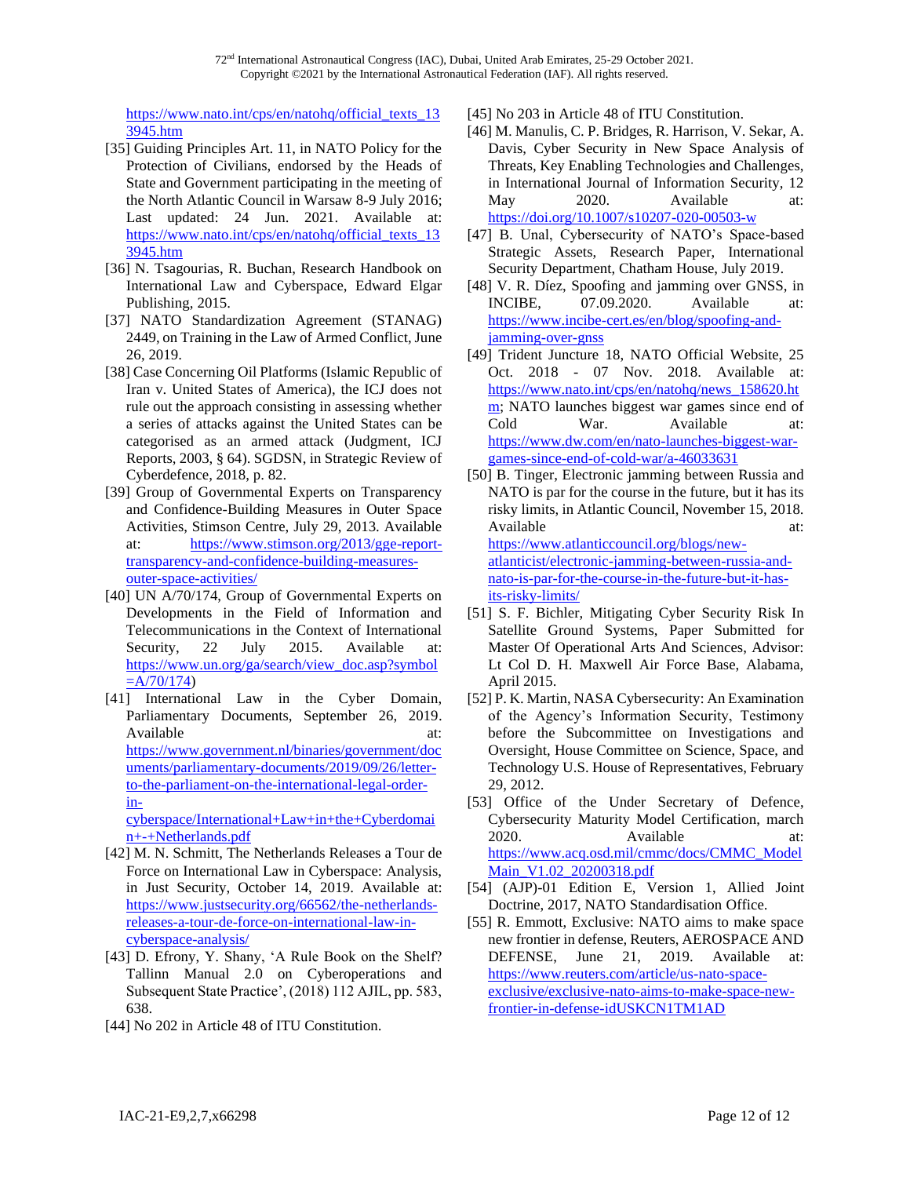https://www.nato.int/cps/en/natohq/official_texts_133945.htm

[35] Guiding Principles Art. 11, in NATO Policy for the Protection of Civilians, endorsed by the Heads of State and Government participating in the meeting of the North Atlantic Council in Warsaw 8-9 July 2016; Last updated: 24 Jun. 2021. Available at: https://www.nato.int/cps/en/natohq/official_texts_133945.htm

[36] N. Tsagourias, R. Buchan, Research Handbook on International Law and Cyberspace, Edward Elgar Publishing, 2015.

[37] NATO Standardization Agreement (STANAG) 2449, on Training in the Law of Armed Conflict, June 26, 2019.

[38] Case Concerning Oil Platforms (Islamic Republic of Iran v. United States of America), the ICJ does not rule out the approach consisting in assessing whether a series of attacks against the United States can be categorised as an armed attack (Judgment, ICJ Reports, 2003, § 64). SGDSN, in Strategic Review of Cyberdefence, 2018, p. 82.

[39] Group of Governmental Experts on Transparency and Confidence-Building Measures in Outer Space Activities, Stimson Centre, July 29, 2013. Available at: https://www.stimson.org/2013/gge-report-transparency-and-confidence-building-measures-outer-space-activities/

[40] UN A/70/174, Group of Governmental Experts on Developments in the Field of Information and Telecommunications in the Context of International Security, 22 July 2015. Available at: https://www.un.org/ga/search/view_doc.asp?symbol=A/70/174)

[41] International Law in the Cyber Domain, Parliamentary Documents, September 26, 2019. Available at: https://www.government.nl/binaries/government/documents/parliamentary-documents/2019/09/26/letter-to-the-parliament-on-the-international-legal-order-in-cyberspace/International+Law+in+the+Cyberdomain+-+Netherlands.pdf

[42] M. N. Schmitt, The Netherlands Releases a Tour de Force on International Law in Cyberspace: Analysis, in Just Security, October 14, 2019. Available at: https://www.justsecurity.org/66562/the-netherlands-releases-a-tour-de-force-on-international-law-in-cyberspace-analysis/

[43] D. Efrony, Y. Shany, 'A Rule Book on the Shelf? Tallinn Manual 2.0 on Cyberoperations and Subsequent State Practice', (2018) 112 AJIL, pp. 583, 638.

[44] No 202 in Article 48 of ITU Constitution.

[45] No 203 in Article 48 of ITU Constitution.

[46] M. Manulis, C. P. Bridges, R. Harrison, V. Sekar, A. Davis, Cyber Security in New Space Analysis of Threats, Key Enabling Technologies and Challenges, in International Journal of Information Security, 12 May 2020. Available at: https://doi.org/10.1007/s10207-020-00503-w

[47] B. Unal, Cybersecurity of NATO's Space-based Strategic Assets, Research Paper, International Security Department, Chatham House, July 2019.

[48] V. R. Díez, Spoofing and jamming over GNSS, in INCIBE, 07.09.2020. Available at: https://www.incibe-cert.es/en/blog/spoofing-and-jamming-over-gnss

[49] Trident Juncture 18, NATO Official Website, 25 Oct. 2018 - 07 Nov. 2018. Available at: https://www.nato.int/cps/en/natohq/news_158620.htm; NATO launches biggest war games since end of Cold War. Available at: https://www.dw.com/en/nato-launches-biggest-war-games-since-end-of-cold-war/a-46033631

[50] B. Tinger, Electronic jamming between Russia and NATO is par for the course in the future, but it has its risky limits, in Atlantic Council, November 15, 2018. Available at: https://www.atlanticcouncil.org/blogs/new-atlanticist/electronic-jamming-between-russia-and-nato-is-par-for-the-course-in-the-future-but-it-has-its-risky-limits/

[51] S. F. Bichler, Mitigating Cyber Security Risk In Satellite Ground Systems, Paper Submitted for Master Of Operational Arts And Sciences, Advisor: Lt Col D. H. Maxwell Air Force Base, Alabama, April 2015.

[52] P. K. Martin, NASA Cybersecurity: An Examination of the Agency's Information Security, Testimony before the Subcommittee on Investigations and Oversight, House Committee on Science, Space, and Technology U.S. House of Representatives, February 29, 2012.

[53] Office of the Under Secretary of Defence, Cybersecurity Maturity Model Certification, march 2020. Available at: https://www.acq.osd.mil/cmmc/docs/CMMC_ModelMain_V1.02_20200318.pdf

[54] (AJP)-01 Edition E, Version 1, Allied Joint Doctrine, 2017, NATO Standardisation Office.

[55] R. Emmott, Exclusive: NATO aims to make space new frontier in defense, Reuters, AEROSPACE AND DEFENSE, June 21, 2019. Available at: https://www.reuters.com/article/us-nato-space-exclusive/exclusive-nato-aims-to-make-space-new-frontier-in-defense-idUSKCN1TM1AD